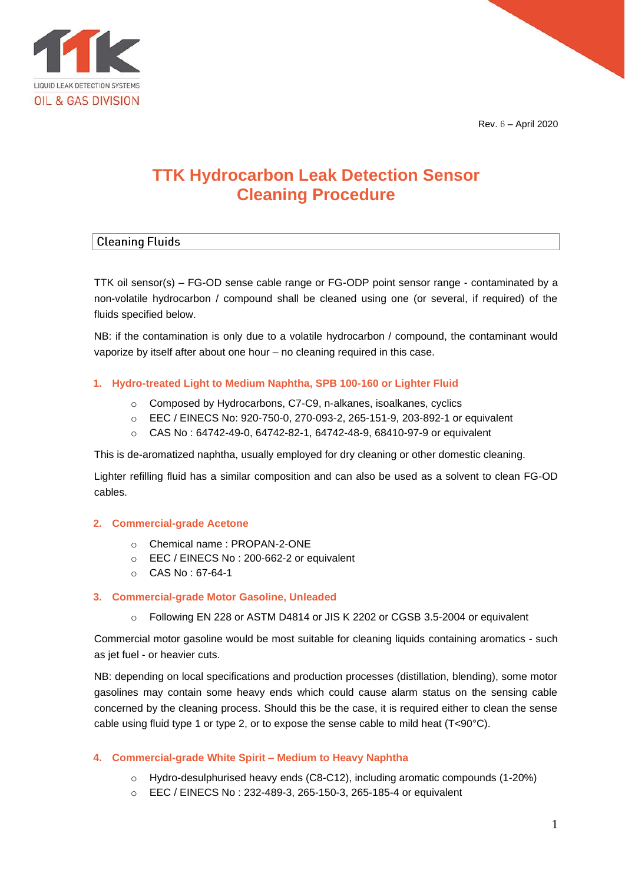TTK

LIQUID LEAK DETECTION SYSTEMS

OIL & GAS DIVISION

Rev. 6 – April 2020

# TTK Hydrocarbon Leak Detection Sensor Cleaning Procedure

## Cleaning Fluids

TTK oil sensor(s) – FG-OD sense cable range or FG-ODP point sensor range - contaminated by a non-volatile hydrocarbon / compound shall be cleaned using one (or several, if required) of the fluids specified below.

NB: if the contamination is only due to a volatile hydrocarbon / compound, the contaminant would vaporize by itself after about one hour – no cleaning required in this case.

### 1. Hydro-treated Light to Medium Naphtha, SPB 100-160 or Lighter Fluid

- Composed by Hydrocarbons, C7-C9, n-alkanes, isoalkanes, cyclics
- EEC / EINECS No: 920-750-0, 270-093-2, 265-151-9, 203-892-1 or equivalent
- CAS No : 64742-49-0, 64742-82-1, 64742-48-9, 68410-97-9 or equivalent

This is de-aromatized naphtha, usually employed for dry cleaning or other domestic cleaning.

Lighter refilling fluid has a similar composition and can also be used as a solvent to clean FG-OD cables.

### 2. Commercial-grade Acetone

- Chemical name : PROPAN-2-ONE
- EEC / EINECS No : 200-662-2 or equivalent
- CAS No : 67-64-1

### 3. Commercial-grade Motor Gasoline, Unleaded

- Following EN 228 or ASTM D4814 or JIS K 2202 or CGSB 3.5-2004 or equivalent

Commercial motor gasoline would be most suitable for cleaning liquids containing aromatics - such as jet fuel - or heavier cuts.

NB: depending on local specifications and production processes (distillation, blending), some motor gasolines may contain some heavy ends which could cause alarm status on the sensing cable concerned by the cleaning process. Should this be the case, it is required either to clean the sense cable using fluid type 1 or type 2, or to expose the sense cable to mild heat (T<90°C).

### 4. Commercial-grade White Spirit – Medium to Heavy Naphtha

- Hydro-desulphurised heavy ends (C8-C12), including aromatic compounds (1-20%)
- EEC / EINECS No : 232-489-3, 265-150-3, 265-185-4 or equivalent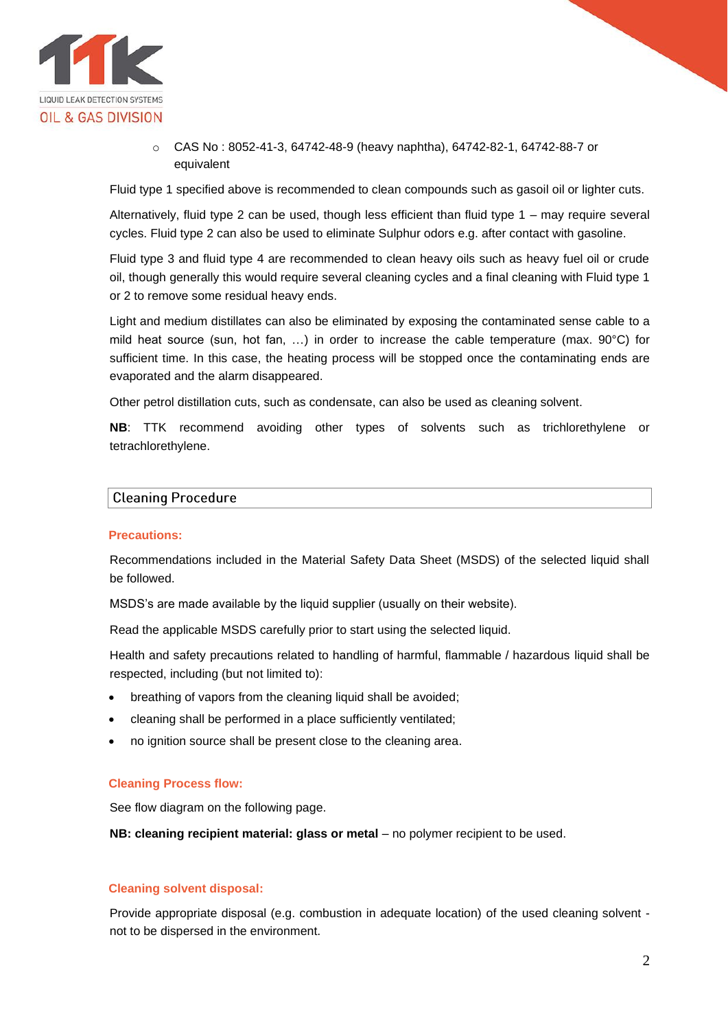- CAS No : 8052-41-3, 64742-48-9 (heavy naphtha), 64742-82-1, 64742-88-7 or equivalent

Fluid type 1 specified above is recommended to clean compounds such as gasoil oil or lighter cuts.

Alternatively, fluid type 2 can be used, though less efficient than fluid type 1 – may require several cycles. Fluid type 2 can also be used to eliminate Sulphur odors e.g. after contact with gasoline.

Fluid type 3 and fluid type 4 are recommended to clean heavy oils such as heavy fuel oil or crude oil, though generally this would require several cleaning cycles and a final cleaning with Fluid type 1 or 2 to remove some residual heavy ends.

Light and medium distillates can also be eliminated by exposing the contaminated sense cable to a mild heat source (sun, hot fan, …) in order to increase the cable temperature (max. 90°C) for sufficient time. In this case, the heating process will be stopped once the contaminating ends are evaporated and the alarm disappeared.

Other petrol distillation cuts, such as condensate, can also be used as cleaning solvent.

**NB**: TTK recommend avoiding other types of solvents such as trichlorethylene or tetrachlorethylene.

## Cleaning Procedure

### Precautions:

Recommendations included in the Material Safety Data Sheet (MSDS) of the selected liquid shall be followed.

MSDS's are made available by the liquid supplier (usually on their website).

Read the applicable MSDS carefully prior to start using the selected liquid.

Health and safety precautions related to handling of harmful, flammable / hazardous liquid shall be respected, including (but not limited to):

- breathing of vapors from the cleaning liquid shall be avoided;
- cleaning shall be performed in a place sufficiently ventilated;
- no ignition source shall be present close to the cleaning area.

### Cleaning Process flow:

See flow diagram on the following page.

**NB: cleaning recipient material: glass or metal** – no polymer recipient to be used.

### Cleaning solvent disposal:

Provide appropriate disposal (e.g. combustion in adequate location) of the used cleaning solvent - not to be dispersed in the environment.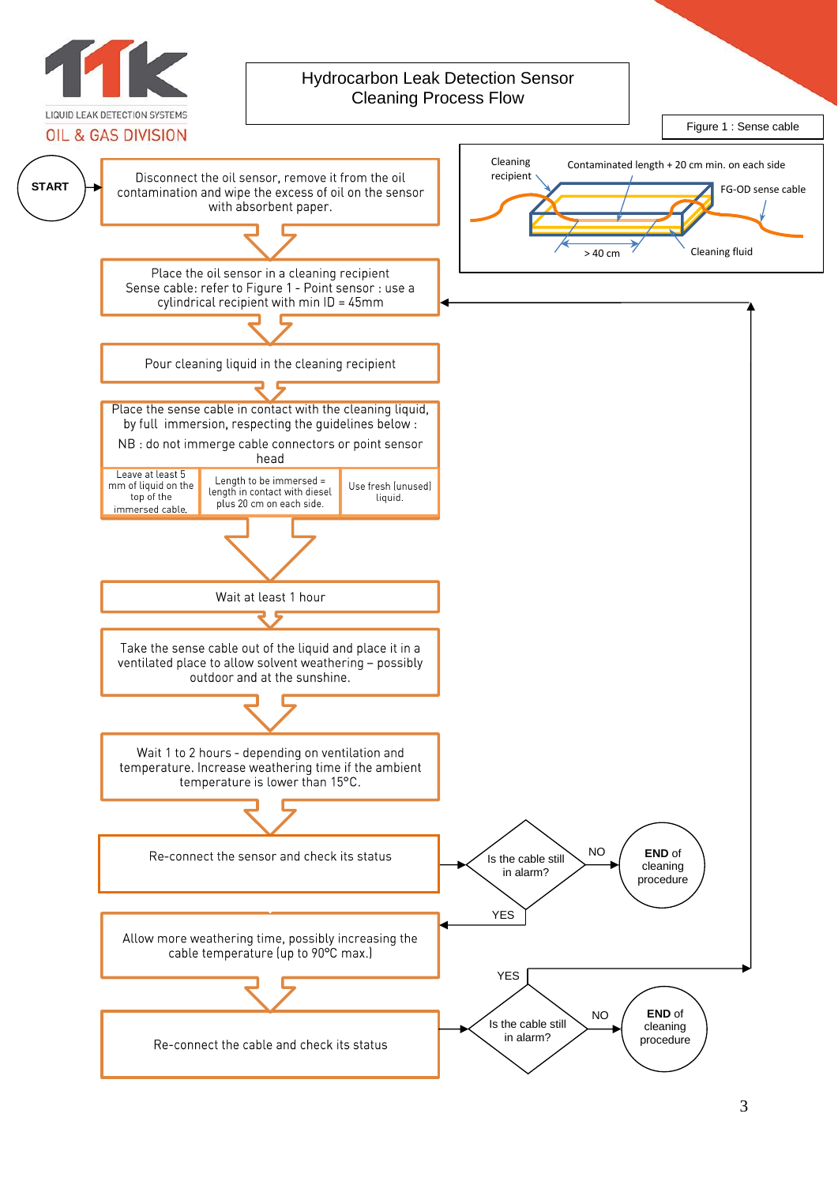LIQUID LEAK DETECTION SYSTEMS

OIL & GAS DIVISION

# Hydrocarbon Leak Detection Sensor Cleaning Process Flow

Figure 1 : Sense cable

Cleaning recipient

Contaminated length + 20 cm min. on each side

FG-OD sense cable

> 40 cm

Cleaning fluid

**START**

Disconnect the oil sensor, remove it from the oil contamination and wipe the excess of oil on the sensor with absorbent paper.

Place the oil sensor in a cleaning recipient
Sense cable: refer to Figure 1 - Point sensor : use a cylindrical recipient with min ID = 45mm

Pour cleaning liquid in the cleaning recipient

Place the sense cable in contact with the cleaning liquid, by full immersion, respecting the guidelines below :

NB : do not immerge cable connectors or point sensor head

| | | |
|---|---|---|
| Leave at least 5 mm of liquid on the top of the immersed cable. | Length to be immersed = length in contact with diesel plus 20 cm on each side. | Use fresh (unused) liquid. |

Wait at least 1 hour

Take the sense cable out of the liquid and place it in a ventilated place to allow solvent weathering – possibly outdoor and at the sunshine.

Wait 1 to 2 hours - depending on ventilation and temperature. Increase weathering time if the ambient temperature is lower than 15°C.

Re-connect the sensor and check its status

Is the cable still in alarm?

NO → **END** of cleaning procedure

YES ↓

Allow more weathering time, possibly increasing the cable temperature (up to 90°C max.)

Re-connect the cable and check its status

Is the cable still in alarm?

NO → **END** of cleaning procedure

YES → return to "Place the oil sensor in a cleaning recipient"